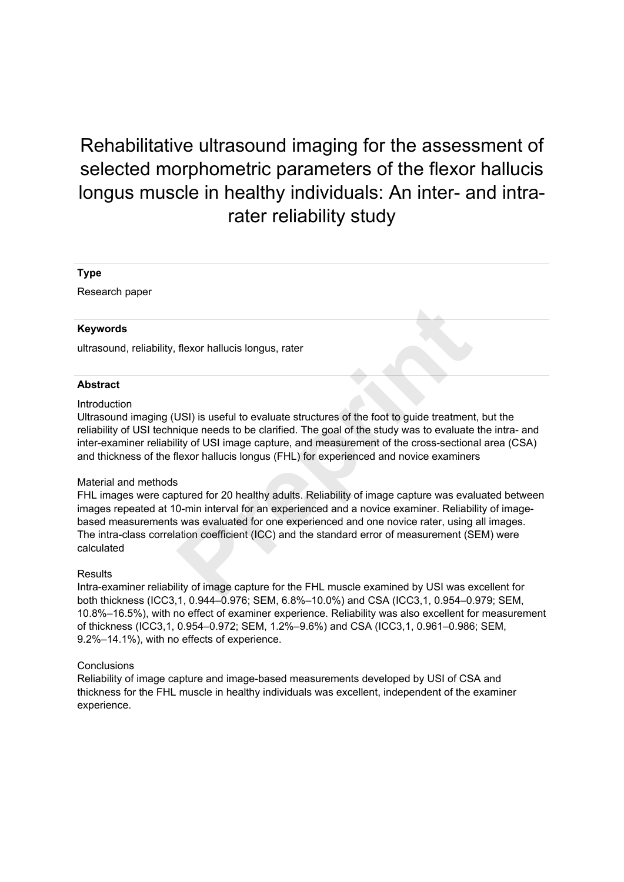# Rehabilitative ultrasound imaging for the assessment of selected morphometric parameters of the flexor hallucis longus muscle in healthy individuals: An inter- and intra-rater reliability study

**Type**

Research paper

**Keywords**

ultrasound, reliability, flexor hallucis longus, rater

**Abstract**

Introduction

Ultrasound imaging (USI) is useful to evaluate structures of the foot to guide treatment, but the reliability of USI technique needs to be clarified. The goal of the study was to evaluate the intra- and inter-examiner reliability of USI image capture, and measurement of the cross-sectional area (CSA) and thickness of the flexor hallucis longus (FHL) for experienced and novice examiners

Material and methods

FHL images were captured for 20 healthy adults. Reliability of image capture was evaluated between images repeated at 10-min interval for an experienced and a novice examiner. Reliability of image-based measurements was evaluated for one experienced and one novice rater, using all images. The intra-class correlation coefficient (ICC) and the standard error of measurement (SEM) were calculated

Results

Intra-examiner reliability of image capture for the FHL muscle examined by USI was excellent for both thickness ($ICC_{3,1}$, 0.944–0.976; SEM, 6.8%–10.0%) and CSA ($ICC_{3,1}$, 0.954–0.979; SEM, 10.8%–16.5%), with no effect of examiner experience. Reliability was also excellent for measurement of thickness ($ICC_{3,1}$, 0.954–0.972; SEM, 1.2%–9.6%) and CSA ($ICC_{3,1}$, 0.961–0.986; SEM, 9.2%–14.1%), with no effects of experience.

Conclusions

Reliability of image capture and image-based measurements developed by USI of CSA and thickness for the FHL muscle in healthy individuals was excellent, independent of the examiner experience.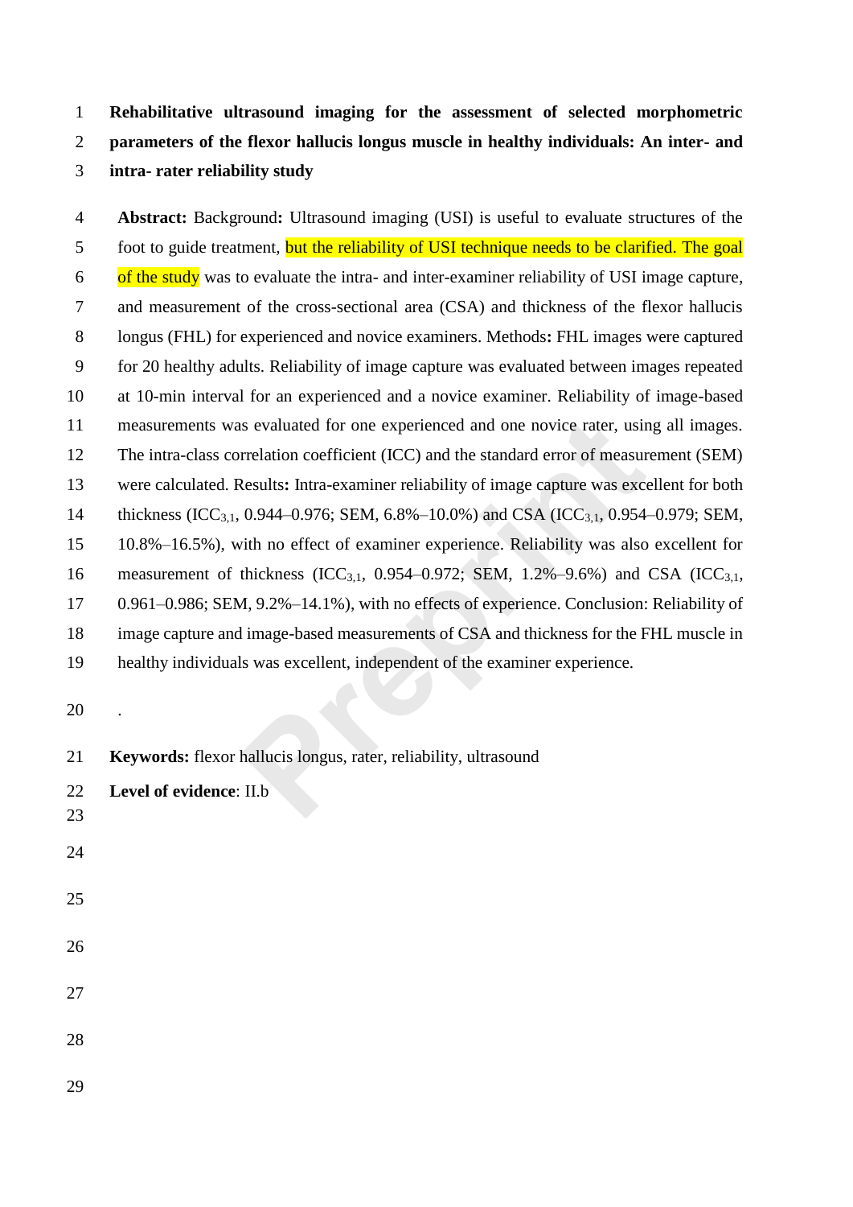**Rehabilitative ultrasound imaging for the assessment of selected morphometric parameters of the flexor hallucis longus muscle in healthy individuals: An inter- and intra- rater reliability study**

**Abstract:** Background**:** Ultrasound imaging (USI) is useful to evaluate structures of the foot to guide treatment, but the reliability of USI technique needs to be clarified. The goal of the study was to evaluate the intra- and inter-examiner reliability of USI image capture, and measurement of the cross-sectional area (CSA) and thickness of the flexor hallucis longus (FHL) for experienced and novice examiners. Methods**:** FHL images were captured for 20 healthy adults. Reliability of image capture was evaluated between images repeated at 10-min interval for an experienced and a novice examiner. Reliability of image-based measurements was evaluated for one experienced and one novice rater, using all images. The intra-class correlation coefficient (ICC) and the standard error of measurement (SEM) were calculated. Results**:** Intra-examiner reliability of image capture was excellent for both thickness ($ICC_{3,1}$, 0.944–0.976; SEM, 6.8%–10.0%) and CSA ($ICC_{3,1}$, 0.954–0.979; SEM, 10.8%–16.5%), with no effect of examiner experience. Reliability was also excellent for measurement of thickness ($ICC_{3,1}$, 0.954–0.972; SEM, 1.2%–9.6%) and CSA ($ICC_{3,1}$, 0.961–0.986; SEM, 9.2%–14.1%), with no effects of experience. Conclusion: Reliability of image capture and image-based measurements of CSA and thickness for the FHL muscle in healthy individuals was excellent, independent of the examiner experience.

.

**Keywords:** flexor hallucis longus, rater, reliability, ultrasound

**Level of evidence**: II.b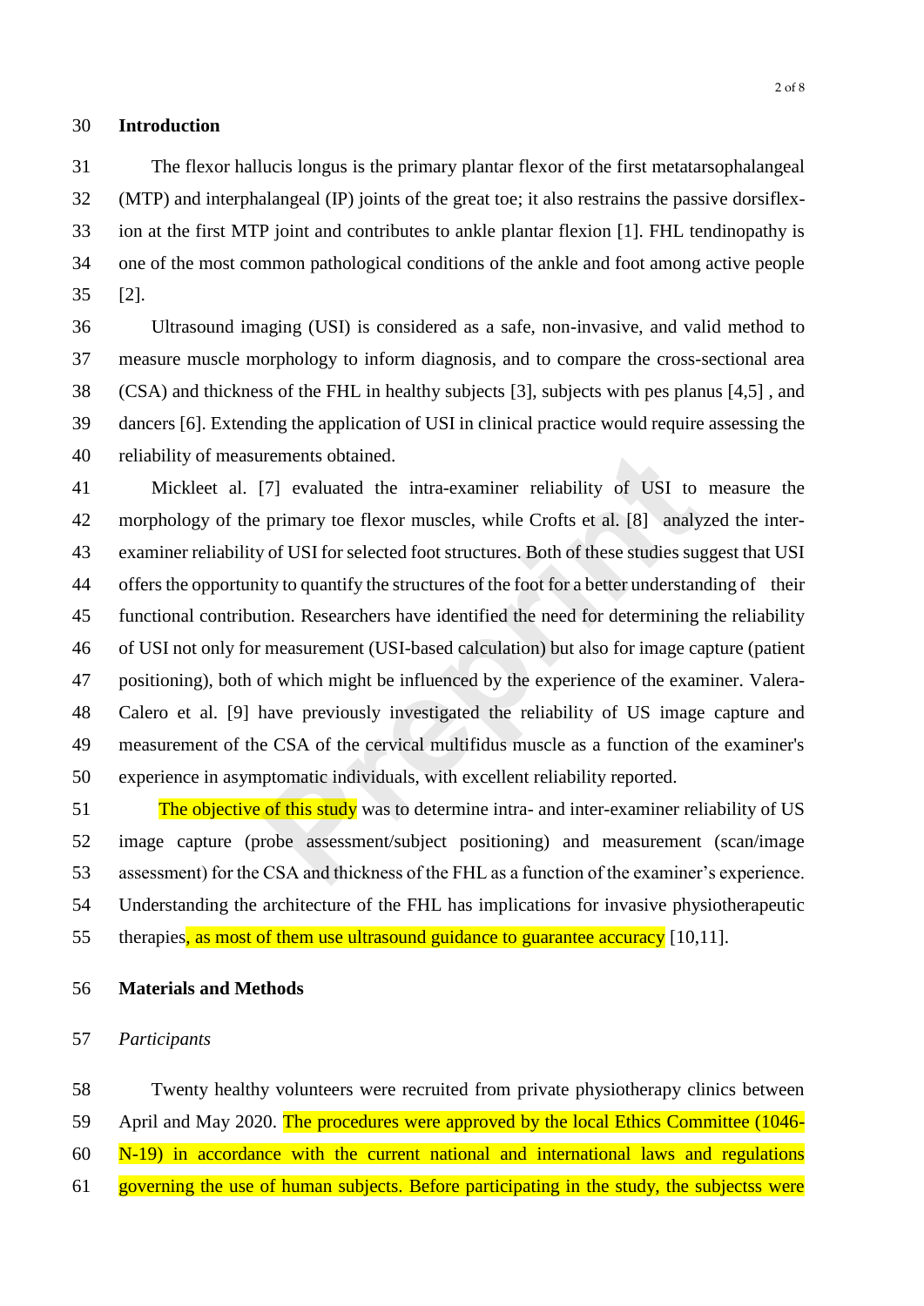## Introduction

The flexor hallucis longus is the primary plantar flexor of the first metatarsophalangeal (MTP) and interphalangeal (IP) joints of the great toe; it also restrains the passive dorsiflexion at the first MTP joint and contributes to ankle plantar flexion [1]. FHL tendinopathy is one of the most common pathological conditions of the ankle and foot among active people [2].

Ultrasound imaging (USI) is considered as a safe, non-invasive, and valid method to measure muscle morphology to inform diagnosis, and to compare the cross-sectional area (CSA) and thickness of the FHL in healthy subjects [3], subjects with pes planus [4,5] , and dancers [6]. Extending the application of USI in clinical practice would require assessing the reliability of measurements obtained.

Mickleet al. [7] evaluated the intra-examiner reliability of USI to measure the morphology of the primary toe flexor muscles, while Crofts et al. [8] analyzed the inter-examiner reliability of USI for selected foot structures. Both of these studies suggest that USI offers the opportunity to quantify the structures of the foot for a better understanding of their functional contribution. Researchers have identified the need for determining the reliability of USI not only for measurement (USI-based calculation) but also for image capture (patient positioning), both of which might be influenced by the experience of the examiner. Valera-Calero et al. [9] have previously investigated the reliability of US image capture and measurement of the CSA of the cervical multifidus muscle as a function of the examiner's experience in asymptomatic individuals, with excellent reliability reported.

The objective of this study was to determine intra- and inter-examiner reliability of US image capture (probe assessment/subject positioning) and measurement (scan/image assessment) for the CSA and thickness of the FHL as a function of the examiner's experience. Understanding the architecture of the FHL has implications for invasive physiotherapeutic therapies, as most of them use ultrasound guidance to guarantee accuracy [10,11].

## Materials and Methods

### *Participants*

Twenty healthy volunteers were recruited from private physiotherapy clinics between April and May 2020. The procedures were approved by the local Ethics Committee (1046-N-19) in accordance with the current national and international laws and regulations governing the use of human subjects. Before participating in the study, the subjectss were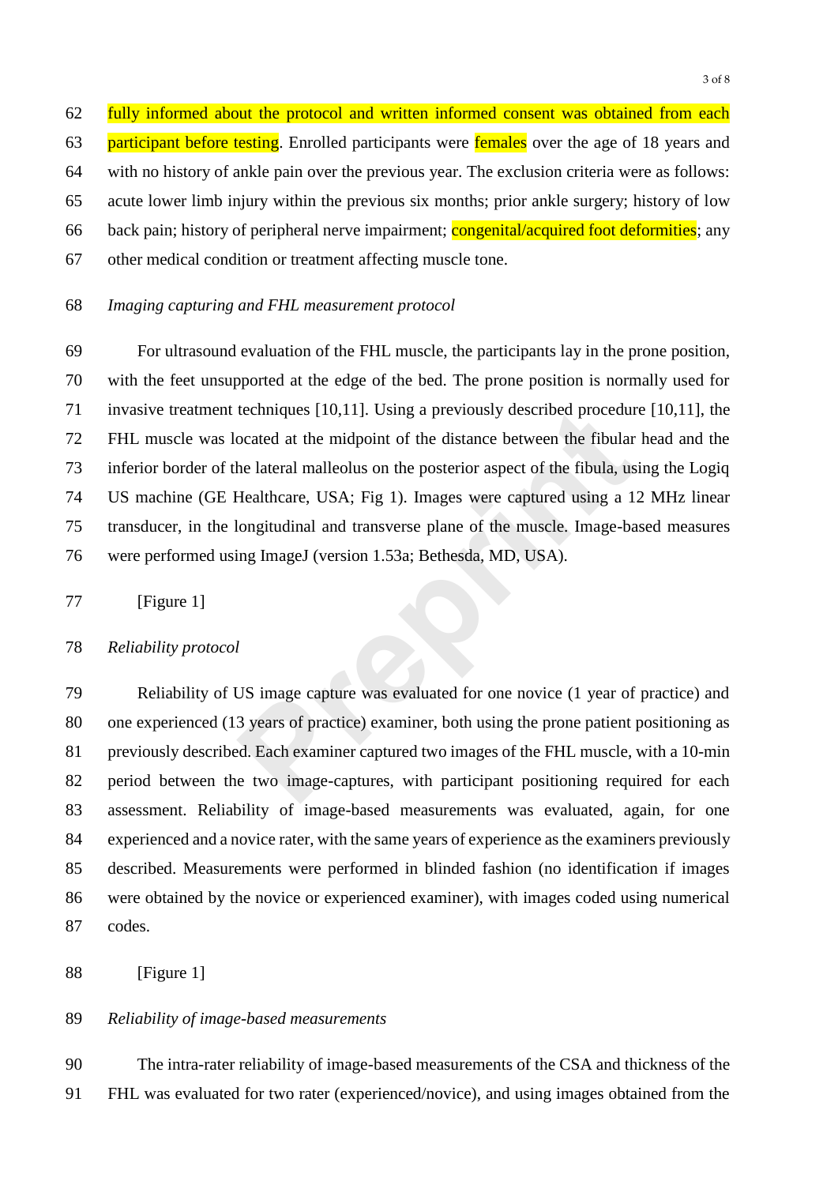fully informed about the protocol and written informed consent was obtained from each participant before testing. Enrolled participants were females over the age of 18 years and with no history of ankle pain over the previous year. The exclusion criteria were as follows: acute lower limb injury within the previous six months; prior ankle surgery; history of low back pain; history of peripheral nerve impairment; congenital/acquired foot deformities; any other medical condition or treatment affecting muscle tone.

*Imaging capturing and FHL measurement protocol*

For ultrasound evaluation of the FHL muscle, the participants lay in the prone position, with the feet unsupported at the edge of the bed. The prone position is normally used for invasive treatment techniques [10,11]. Using a previously described procedure [10,11], the FHL muscle was located at the midpoint of the distance between the fibular head and the inferior border of the lateral malleolus on the posterior aspect of the fibula, using the Logiq US machine (GE Healthcare, USA; Fig 1). Images were captured using a 12 MHz linear transducer, in the longitudinal and transverse plane of the muscle. Image-based measures were performed using ImageJ (version 1.53a; Bethesda, MD, USA).

[Figure 1]

*Reliability protocol*

Reliability of US image capture was evaluated for one novice (1 year of practice) and one experienced (13 years of practice) examiner, both using the prone patient positioning as previously described. Each examiner captured two images of the FHL muscle, with a 10-min period between the two image-captures, with participant positioning required for each assessment. Reliability of image-based measurements was evaluated, again, for one experienced and a novice rater, with the same years of experience as the examiners previously described. Measurements were performed in blinded fashion (no identification if images were obtained by the novice or experienced examiner), with images coded using numerical codes.

[Figure 1]

*Reliability of image-based measurements*

The intra-rater reliability of image-based measurements of the CSA and thickness of the FHL was evaluated for two rater (experienced/novice), and using images obtained from the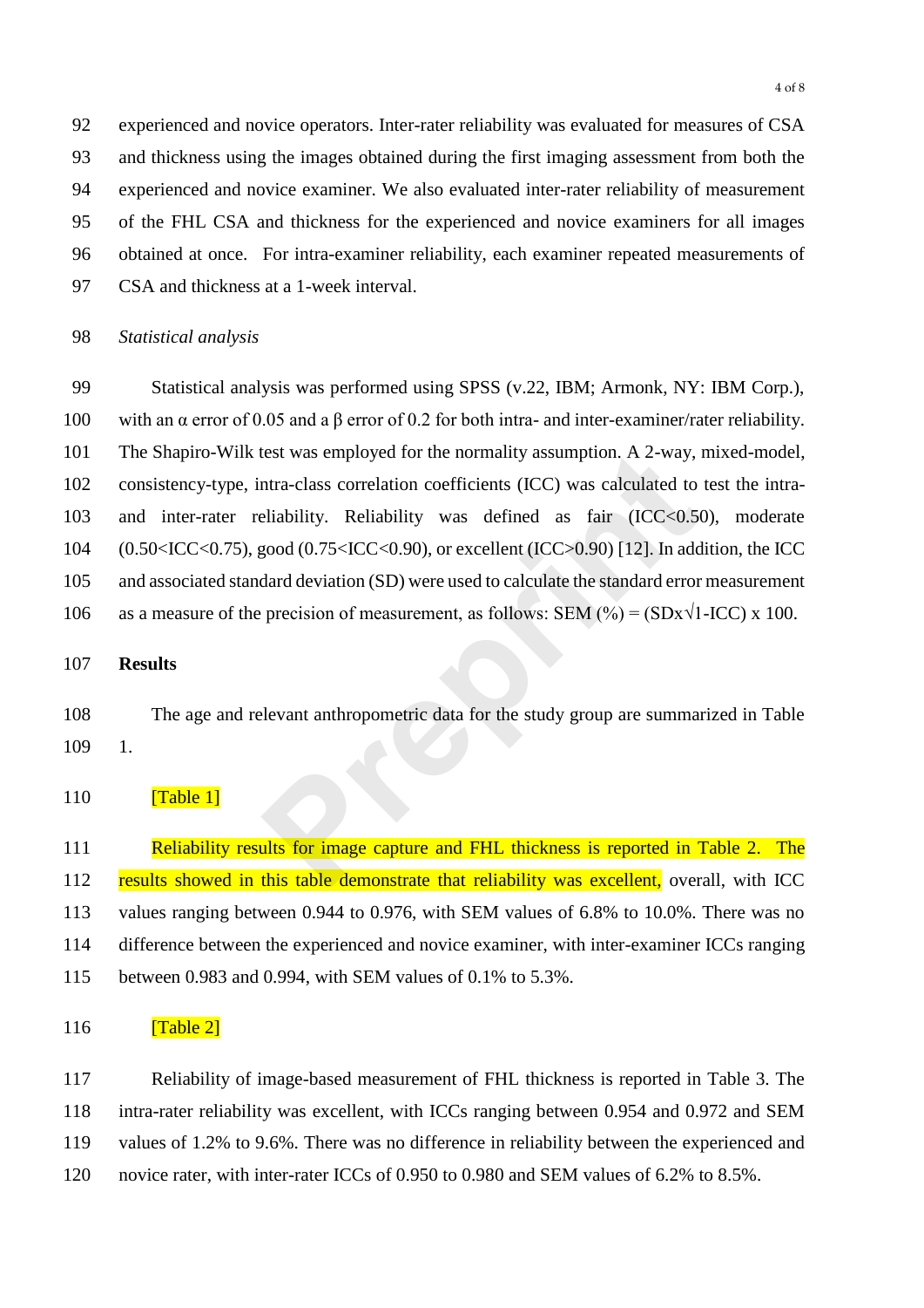experienced and novice operators. Inter-rater reliability was evaluated for measures of CSA and thickness using the images obtained during the first imaging assessment from both the experienced and novice examiner. We also evaluated inter-rater reliability of measurement of the FHL CSA and thickness for the experienced and novice examiners for all images obtained at once. For intra-examiner reliability, each examiner repeated measurements of CSA and thickness at a 1-week interval.

*Statistical analysis*

Statistical analysis was performed using SPSS (v.22, IBM; Armonk, NY: IBM Corp.), with an $\alpha$ error of 0.05 and a $\beta$ error of 0.2 for both intra- and inter-examiner/rater reliability. The Shapiro-Wilk test was employed for the normality assumption. A 2-way, mixed-model, consistency-type, intra-class correlation coefficients (ICC) was calculated to test the intra- and inter-rater reliability. Reliability was defined as fair (ICC<0.50), moderate (0.50<ICC<0.75), good (0.75<ICC<0.90), or excellent (ICC>0.90) [12]. In addition, the ICC and associated standard deviation (SD) were used to calculate the standard error measurement as a measure of the precision of measurement, as follows: SEM (%) = $(SD \times \sqrt{1\text{-}ICC}) \times 100$.

**Results**

The age and relevant anthropometric data for the study group are summarized in Table 1.

[Table 1]

Reliability results for image capture and FHL thickness is reported in Table 2. The results showed in this table demonstrate that reliability was excellent, overall, with ICC values ranging between 0.944 to 0.976, with SEM values of 6.8% to 10.0%. There was no difference between the experienced and novice examiner, with inter-examiner ICCs ranging between 0.983 and 0.994, with SEM values of 0.1% to 5.3%.

[Table 2]

Reliability of image-based measurement of FHL thickness is reported in Table 3. The intra-rater reliability was excellent, with ICCs ranging between 0.954 and 0.972 and SEM values of 1.2% to 9.6%. There was no difference in reliability between the experienced and novice rater, with inter-rater ICCs of 0.950 to 0.980 and SEM values of 6.2% to 8.5%.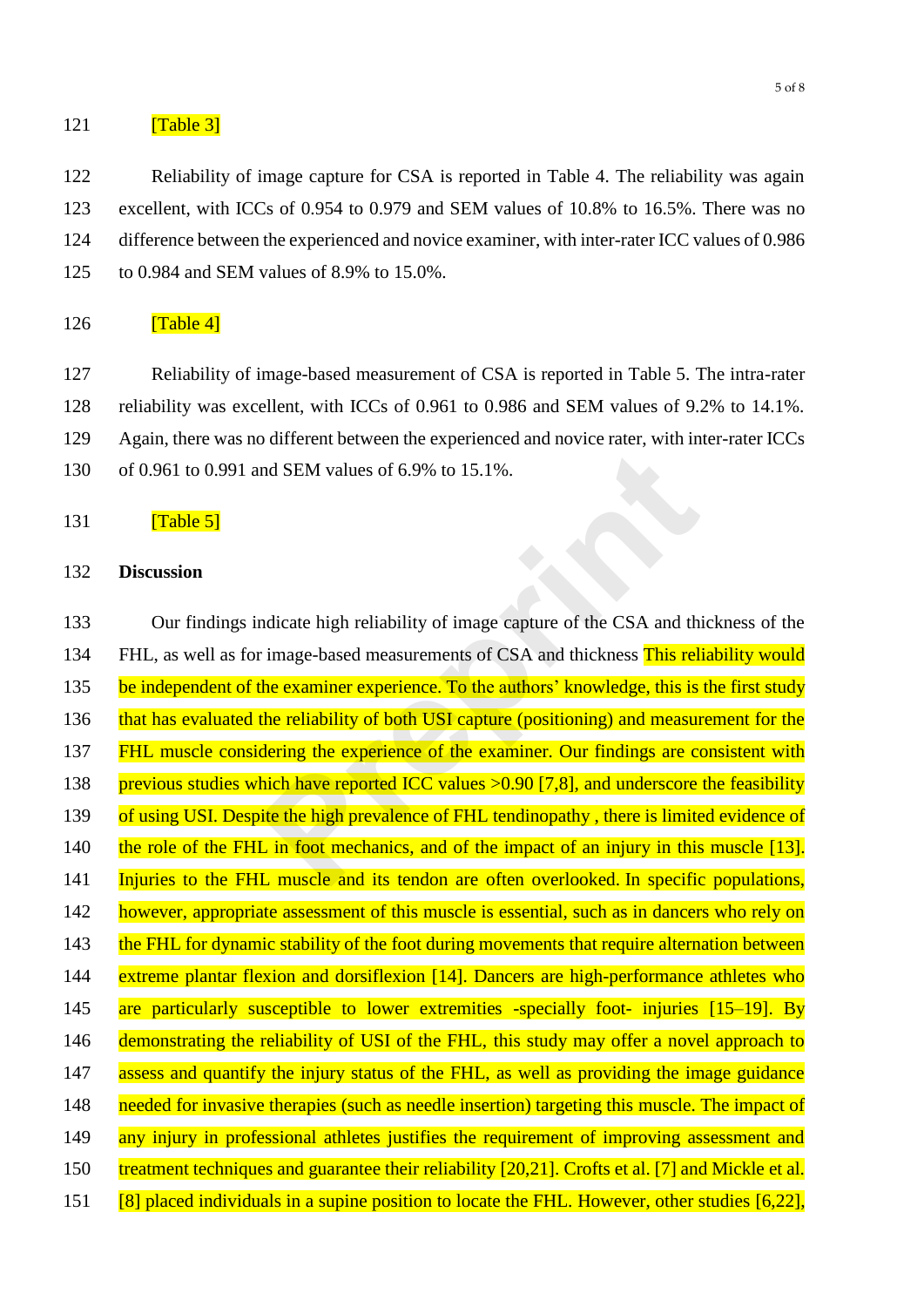[Table 3]

Reliability of image capture for CSA is reported in Table 4. The reliability was again excellent, with ICCs of 0.954 to 0.979 and SEM values of 10.8% to 16.5%. There was no difference between the experienced and novice examiner, with inter-rater ICC values of 0.986 to 0.984 and SEM values of 8.9% to 15.0%.

[Table 4]

Reliability of image-based measurement of CSA is reported in Table 5. The intra-rater reliability was excellent, with ICCs of 0.961 to 0.986 and SEM values of 9.2% to 14.1%. Again, there was no different between the experienced and novice rater, with inter-rater ICCs of 0.961 to 0.991 and SEM values of 6.9% to 15.1%.

[Table 5]

**Discussion**

Our findings indicate high reliability of image capture of the CSA and thickness of the FHL, as well as for image-based measurements of CSA and thickness This reliability would be independent of the examiner experience. To the authors' knowledge, this is the first study that has evaluated the reliability of both USI capture (positioning) and measurement for the FHL muscle considering the experience of the examiner. Our findings are consistent with previous studies which have reported ICC values >0.90 [7,8], and underscore the feasibility of using USI. Despite the high prevalence of FHL tendinopathy , there is limited evidence of the role of the FHL in foot mechanics, and of the impact of an injury in this muscle [13]. Injuries to the FHL muscle and its tendon are often overlooked. In specific populations, however, appropriate assessment of this muscle is essential, such as in dancers who rely on the FHL for dynamic stability of the foot during movements that require alternation between extreme plantar flexion and dorsiflexion [14]. Dancers are high-performance athletes who are particularly susceptible to lower extremities -specially foot- injuries [15–19]. By demonstrating the reliability of USI of the FHL, this study may offer a novel approach to assess and quantify the injury status of the FHL, as well as providing the image guidance needed for invasive therapies (such as needle insertion) targeting this muscle. The impact of any injury in professional athletes justifies the requirement of improving assessment and treatment techniques and guarantee their reliability [20,21]. Crofts et al. [7] and Mickle et al. [8] placed individuals in a supine position to locate the FHL. However, other studies [6,22],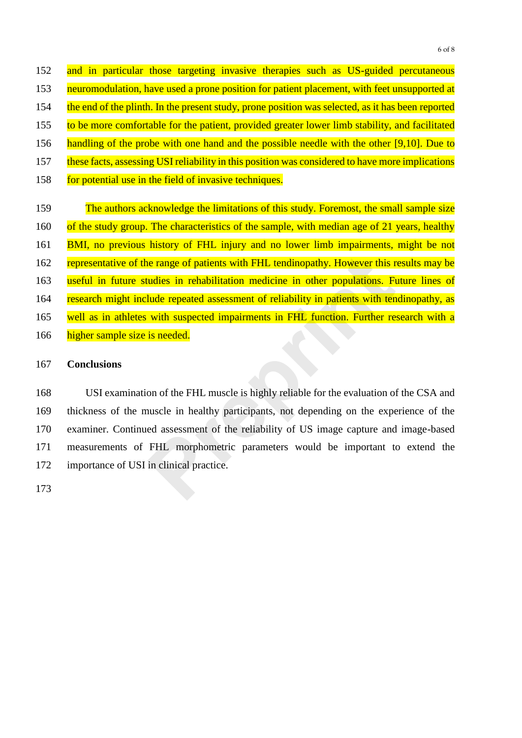and in particular those targeting invasive therapies such as US-guided percutaneous neuromodulation, have used a prone position for patient placement, with feet unsupported at the end of the plinth. In the present study, prone position was selected, as it has been reported to be more comfortable for the patient, provided greater lower limb stability, and facilitated handling of the probe with one hand and the possible needle with the other [9,10]. Due to these facts, assessing USI reliability in this position was considered to have more implications for potential use in the field of invasive techniques.

The authors acknowledge the limitations of this study. Foremost, the small sample size of the study group. The characteristics of the sample, with median age of 21 years, healthy BMI, no previous history of FHL injury and no lower limb impairments, might be not representative of the range of patients with FHL tendinopathy. However this results may be useful in future studies in rehabilitation medicine in other populations. Future lines of research might include repeated assessment of reliability in patients with tendinopathy, as well as in athletes with suspected impairments in FHL function. Further research with a higher sample size is needed.

## Conclusions

USI examination of the FHL muscle is highly reliable for the evaluation of the CSA and thickness of the muscle in healthy participants, not depending on the experience of the examiner. Continued assessment of the reliability of US image capture and image-based measurements of FHL morphometric parameters would be important to extend the importance of USI in clinical practice.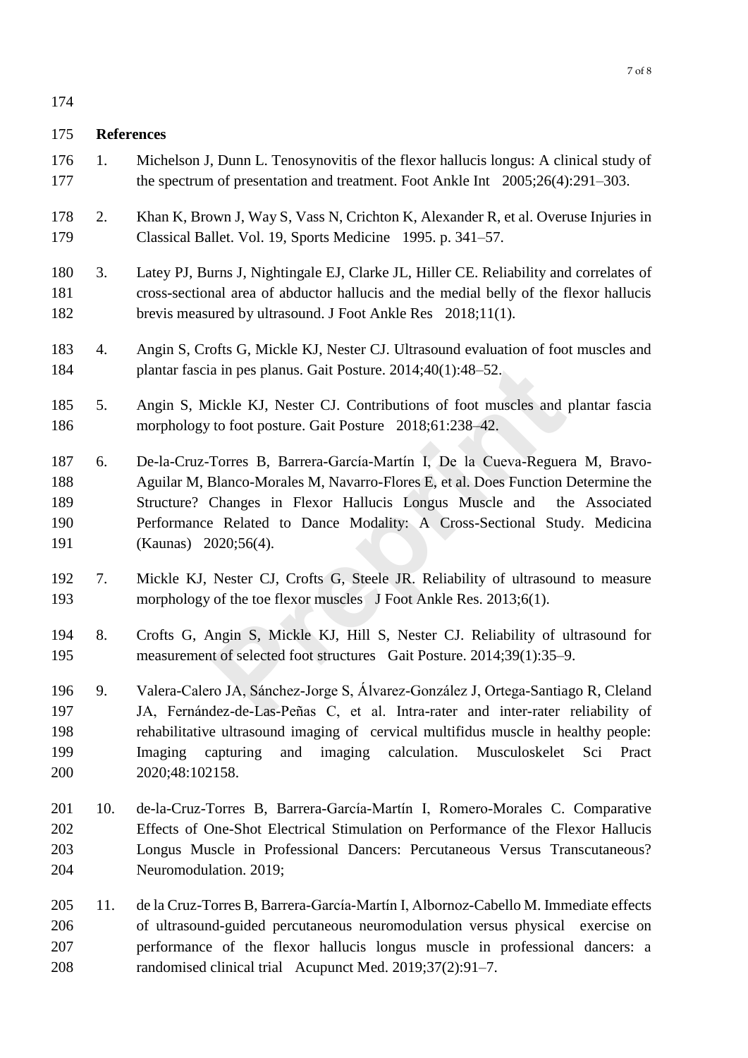## References

1. Michelson J, Dunn L. Tenosynovitis of the flexor hallucis longus: A clinical study of the spectrum of presentation and treatment. Foot Ankle Int 2005;26(4):291–303.
2. Khan K, Brown J, Way S, Vass N, Crichton K, Alexander R, et al. Overuse Injuries in Classical Ballet. Vol. 19, Sports Medicine 1995. p. 341–57.
3. Latey PJ, Burns J, Nightingale EJ, Clarke JL, Hiller CE. Reliability and correlates of cross-sectional area of abductor hallucis and the medial belly of the flexor hallucis brevis measured by ultrasound. J Foot Ankle Res 2018;11(1).
4. Angin S, Crofts G, Mickle KJ, Nester CJ. Ultrasound evaluation of foot muscles and plantar fascia in pes planus. Gait Posture. 2014;40(1):48–52.
5. Angin S, Mickle KJ, Nester CJ. Contributions of foot muscles and plantar fascia morphology to foot posture. Gait Posture 2018;61:238–42.
6. De-la-Cruz-Torres B, Barrera-García-Martín I, De la Cueva-Reguera M, Bravo-Aguilar M, Blanco-Morales M, Navarro-Flores E, et al. Does Function Determine the Structure? Changes in Flexor Hallucis Longus Muscle and the Associated Performance Related to Dance Modality: A Cross-Sectional Study. Medicina (Kaunas) 2020;56(4).
7. Mickle KJ, Nester CJ, Crofts G, Steele JR. Reliability of ultrasound to measure morphology of the toe flexor muscles J Foot Ankle Res. 2013;6(1).
8. Crofts G, Angin S, Mickle KJ, Hill S, Nester CJ. Reliability of ultrasound for measurement of selected foot structures Gait Posture. 2014;39(1):35–9.
9. Valera-Calero JA, Sánchez-Jorge S, Álvarez-González J, Ortega-Santiago R, Cleland JA, Fernández-de-Las-Peñas C, et al. Intra-rater and inter-rater reliability of rehabilitative ultrasound imaging of cervical multifidus muscle in healthy people: Imaging capturing and imaging calculation. Musculoskelet Sci Pract 2020;48:102158.
10. de-la-Cruz-Torres B, Barrera-García-Martín I, Romero-Morales C. Comparative Effects of One-Shot Electrical Stimulation on Performance of the Flexor Hallucis Longus Muscle in Professional Dancers: Percutaneous Versus Transcutaneous? Neuromodulation. 2019;
11. de la Cruz-Torres B, Barrera-García-Martín I, Albornoz-Cabello M. Immediate effects of ultrasound-guided percutaneous neuromodulation versus physical exercise on performance of the flexor hallucis longus muscle in professional dancers: a randomised clinical trial Acupunct Med. 2019;37(2):91–7.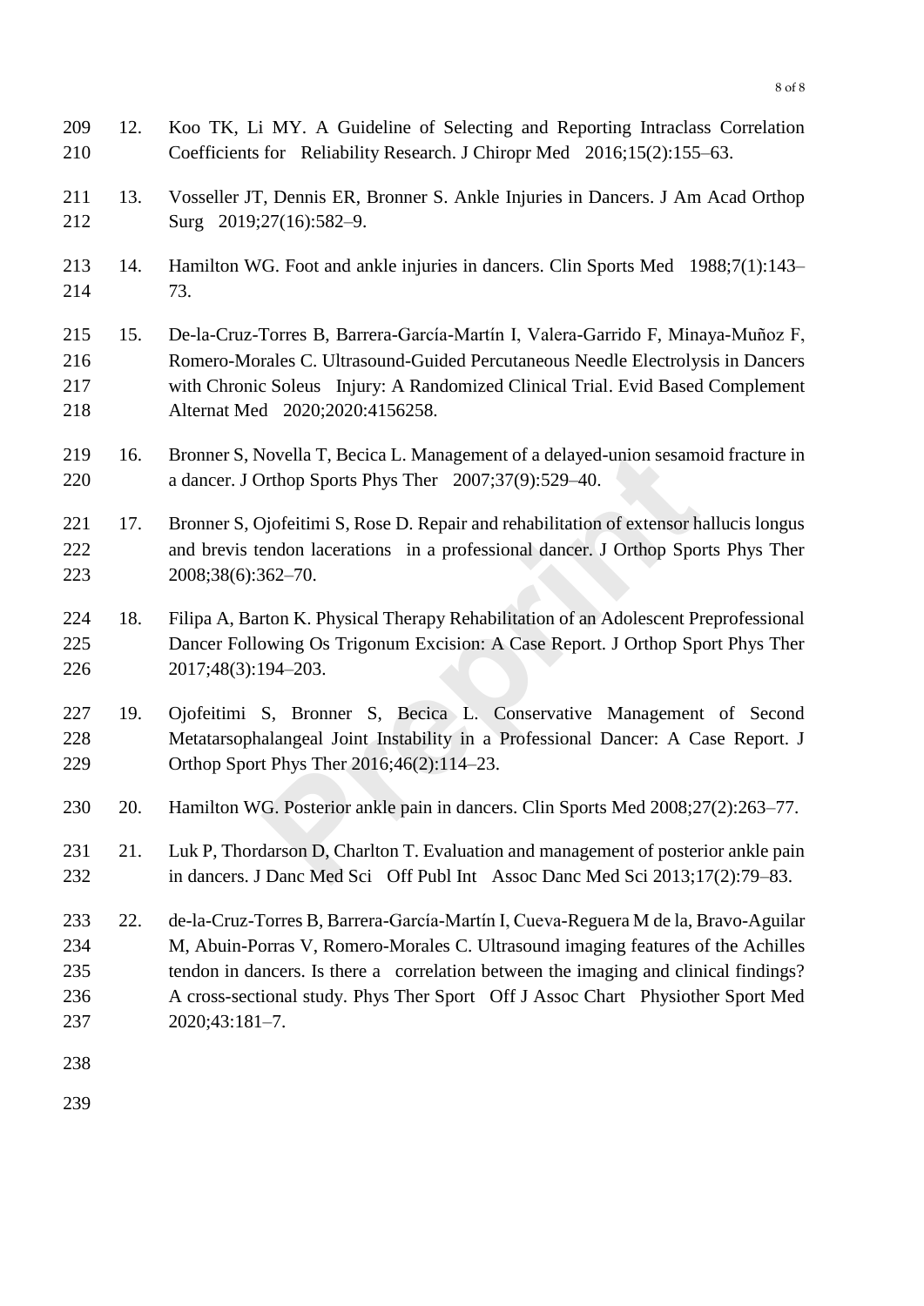12. Koo TK, Li MY. A Guideline of Selecting and Reporting Intraclass Correlation Coefficients for Reliability Research. J Chiropr Med 2016;15(2):155–63.

13. Vosseller JT, Dennis ER, Bronner S. Ankle Injuries in Dancers. J Am Acad Orthop Surg 2019;27(16):582–9.

14. Hamilton WG. Foot and ankle injuries in dancers. Clin Sports Med 1988;7(1):143–73.

15. De-la-Cruz-Torres B, Barrera-García-Martín I, Valera-Garrido F, Minaya-Muñoz F, Romero-Morales C. Ultrasound-Guided Percutaneous Needle Electrolysis in Dancers with Chronic Soleus Injury: A Randomized Clinical Trial. Evid Based Complement Alternat Med 2020;2020:4156258.

16. Bronner S, Novella T, Becica L. Management of a delayed-union sesamoid fracture in a dancer. J Orthop Sports Phys Ther 2007;37(9):529–40.

17. Bronner S, Ojofeitimi S, Rose D. Repair and rehabilitation of extensor hallucis longus and brevis tendon lacerations in a professional dancer. J Orthop Sports Phys Ther 2008;38(6):362–70.

18. Filipa A, Barton K. Physical Therapy Rehabilitation of an Adolescent Preprofessional Dancer Following Os Trigonum Excision: A Case Report. J Orthop Sport Phys Ther 2017;48(3):194–203.

19. Ojofeitimi S, Bronner S, Becica L. Conservative Management of Second Metatarsophalangeal Joint Instability in a Professional Dancer: A Case Report. J Orthop Sport Phys Ther 2016;46(2):114–23.

20. Hamilton WG. Posterior ankle pain in dancers. Clin Sports Med 2008;27(2):263–77.

21. Luk P, Thordarson D, Charlton T. Evaluation and management of posterior ankle pain in dancers. J Danc Med Sci Off Publ Int Assoc Danc Med Sci 2013;17(2):79–83.

22. de-la-Cruz-Torres B, Barrera-García-Martín I, Cueva-Reguera M de la, Bravo-Aguilar M, Abuin-Porras V, Romero-Morales C. Ultrasound imaging features of the Achilles tendon in dancers. Is there a correlation between the imaging and clinical findings? A cross-sectional study. Phys Ther Sport Off J Assoc Chart Physiother Sport Med 2020;43:181–7.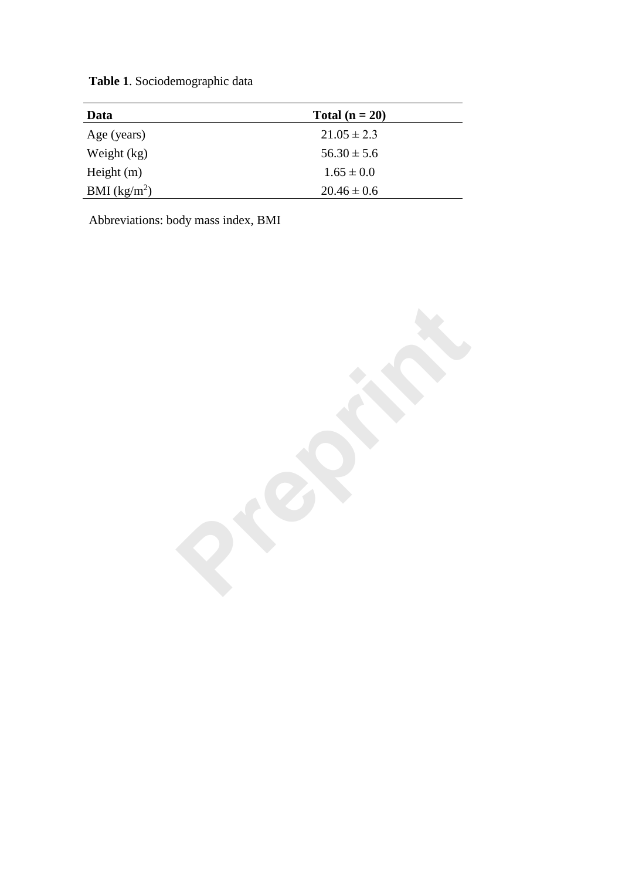**Table 1**. Sociodemographic data

| Data | Total (n = 20) |
| --- | --- |
| Age (years) | 21.05 ± 2.3 |
| Weight (kg) | 56.30 ± 5.6 |
| Height (m) | 1.65 ± 0.0 |
| BMI (kg/m$^2$) | 20.46 ± 0.6 |

Abbreviations: body mass index, BMI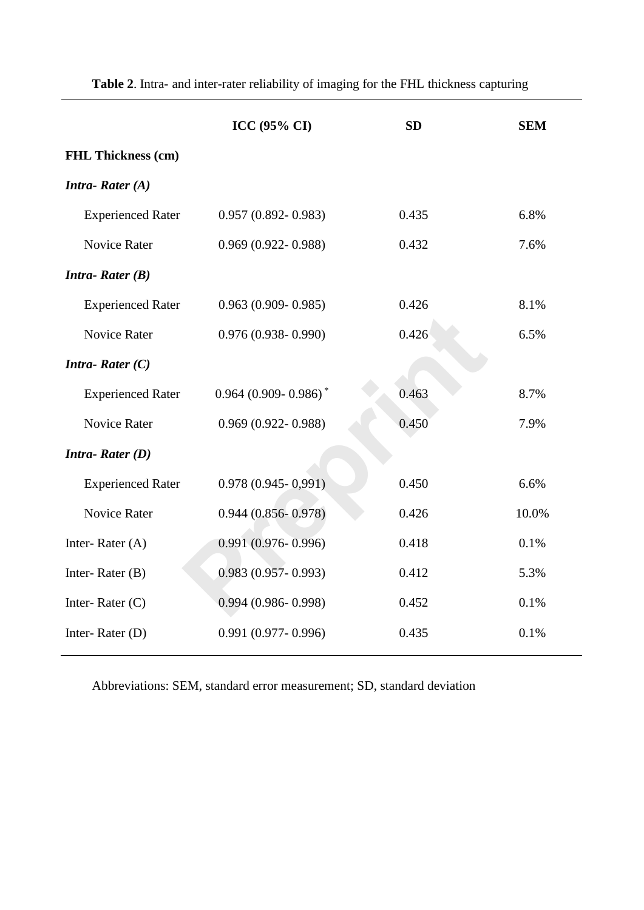**Table 2**. Intra- and inter-rater reliability of imaging for the FHL thickness capturing

| | ICC (95% CI) | SD | SEM |
|---|---|---|---|
| **FHL Thickness (cm)** | | | |
| ***Intra- Rater (A)*** | | | |
| Experienced Rater | 0.957 (0.892- 0.983) | 0.435 | 6.8% |
| Novice Rater | 0.969 (0.922- 0.988) | 0.432 | 7.6% |
| ***Intra- Rater (B)*** | | | |
| Experienced Rater | 0.963 (0.909- 0.985) | 0.426 | 8.1% |
| Novice Rater | 0.976 (0.938- 0.990) | 0.426 | 6.5% |
| ***Intra- Rater (C)*** | | | |
| Experienced Rater | 0.964 (0.909- 0.986) * | 0.463 | 8.7% |
| Novice Rater | 0.969 (0.922- 0.988) | 0.450 | 7.9% |
| ***Intra- Rater (D)*** | | | |
| Experienced Rater | 0.978 (0.945- 0,991) | 0.450 | 6.6% |
| Novice Rater | 0.944 (0.856- 0.978) | 0.426 | 10.0% |
| Inter- Rater (A) | 0.991 (0.976- 0.996) | 0.418 | 0.1% |
| Inter- Rater (B) | 0.983 (0.957- 0.993) | 0.412 | 5.3% |
| Inter- Rater (C) | 0.994 (0.986- 0.998) | 0.452 | 0.1% |
| Inter- Rater (D) | 0.991 (0.977- 0.996) | 0.435 | 0.1% |

Abbreviations: SEM, standard error measurement; SD, standard deviation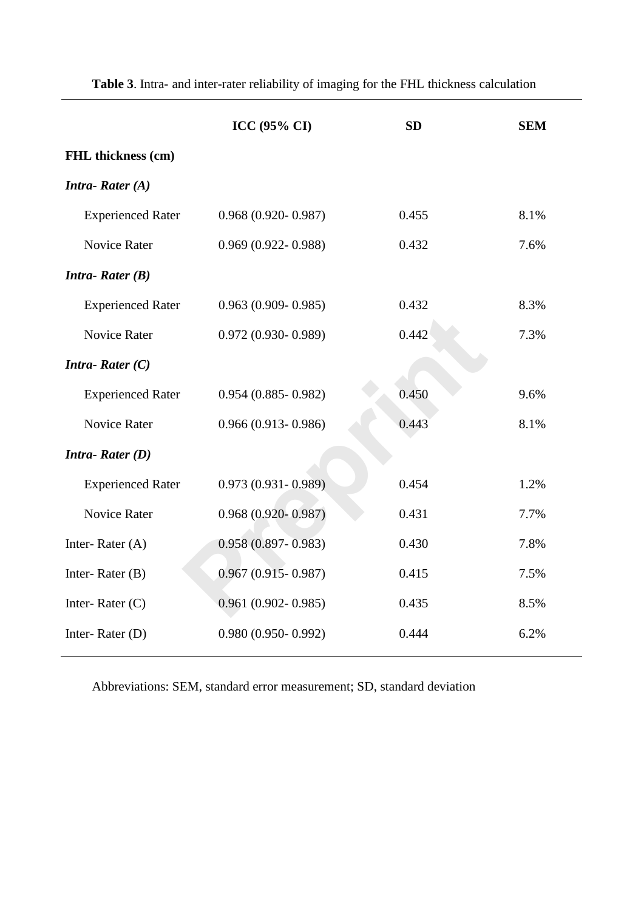**Table 3**. Intra- and inter-rater reliability of imaging for the FHL thickness calculation

| | ICC (95% CI) | SD | SEM |
|---|---|---|---|
| **FHL thickness (cm)** | | | |
| ***Intra- Rater (A)*** | | | |
| Experienced Rater | 0.968 (0.920- 0.987) | 0.455 | 8.1% |
| Novice Rater | 0.969 (0.922- 0.988) | 0.432 | 7.6% |
| ***Intra- Rater (B)*** | | | |
| Experienced Rater | 0.963 (0.909- 0.985) | 0.432 | 8.3% |
| Novice Rater | 0.972 (0.930- 0.989) | 0.442 | 7.3% |
| ***Intra- Rater (C)*** | | | |
| Experienced Rater | 0.954 (0.885- 0.982) | 0.450 | 9.6% |
| Novice Rater | 0.966 (0.913- 0.986) | 0.443 | 8.1% |
| ***Intra- Rater (D)*** | | | |
| Experienced Rater | 0.973 (0.931- 0.989) | 0.454 | 1.2% |
| Novice Rater | 0.968 (0.920- 0.987) | 0.431 | 7.7% |
| Inter- Rater (A) | 0.958 (0.897- 0.983) | 0.430 | 7.8% |
| Inter- Rater (B) | 0.967 (0.915- 0.987) | 0.415 | 7.5% |
| Inter- Rater (C) | 0.961 (0.902- 0.985) | 0.435 | 8.5% |
| Inter- Rater (D) | 0.980 (0.950- 0.992) | 0.444 | 6.2% |

Abbreviations: SEM, standard error measurement; SD, standard deviation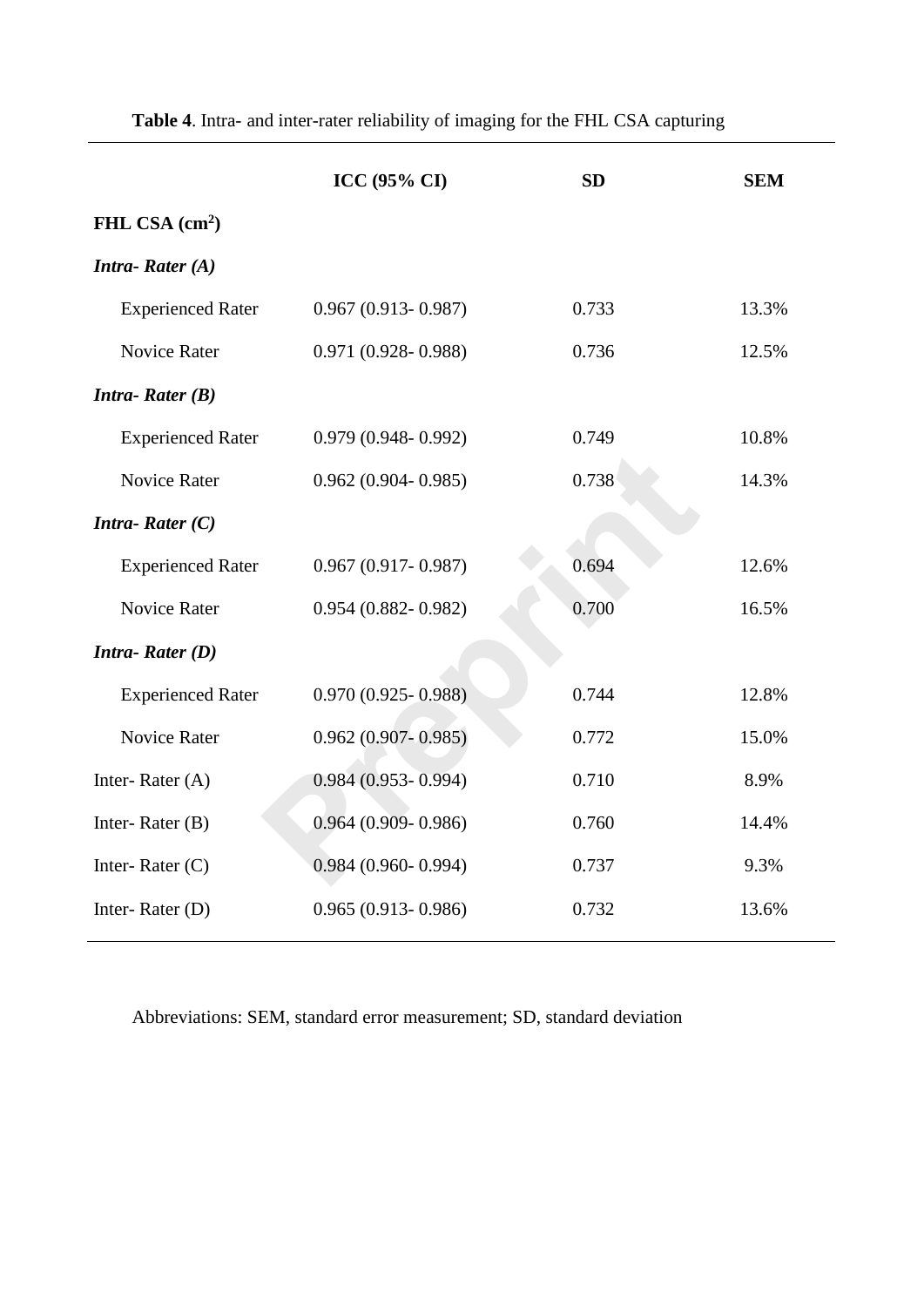**Table 4**. Intra- and inter-rater reliability of imaging for the FHL CSA capturing

| | ICC (95% CI) | SD | SEM |
|---|---|---|---|
| **FHL CSA ($cm^2$)** | | | |
| ***Intra- Rater (A)*** | | | |
| Experienced Rater | 0.967 (0.913- 0.987) | 0.733 | 13.3% |
| Novice Rater | 0.971 (0.928- 0.988) | 0.736 | 12.5% |
| ***Intra- Rater (B)*** | | | |
| Experienced Rater | 0.979 (0.948- 0.992) | 0.749 | 10.8% |
| Novice Rater | 0.962 (0.904- 0.985) | 0.738 | 14.3% |
| ***Intra- Rater (C)*** | | | |
| Experienced Rater | 0.967 (0.917- 0.987) | 0.694 | 12.6% |
| Novice Rater | 0.954 (0.882- 0.982) | 0.700 | 16.5% |
| ***Intra- Rater (D)*** | | | |
| Experienced Rater | 0.970 (0.925- 0.988) | 0.744 | 12.8% |
| Novice Rater | 0.962 (0.907- 0.985) | 0.772 | 15.0% |
| Inter- Rater (A) | 0.984 (0.953- 0.994) | 0.710 | 8.9% |
| Inter- Rater (B) | 0.964 (0.909- 0.986) | 0.760 | 14.4% |
| Inter- Rater (C) | 0.984 (0.960- 0.994) | 0.737 | 9.3% |
| Inter- Rater (D) | 0.965 (0.913- 0.986) | 0.732 | 13.6% |

Abbreviations: SEM, standard error measurement; SD, standard deviation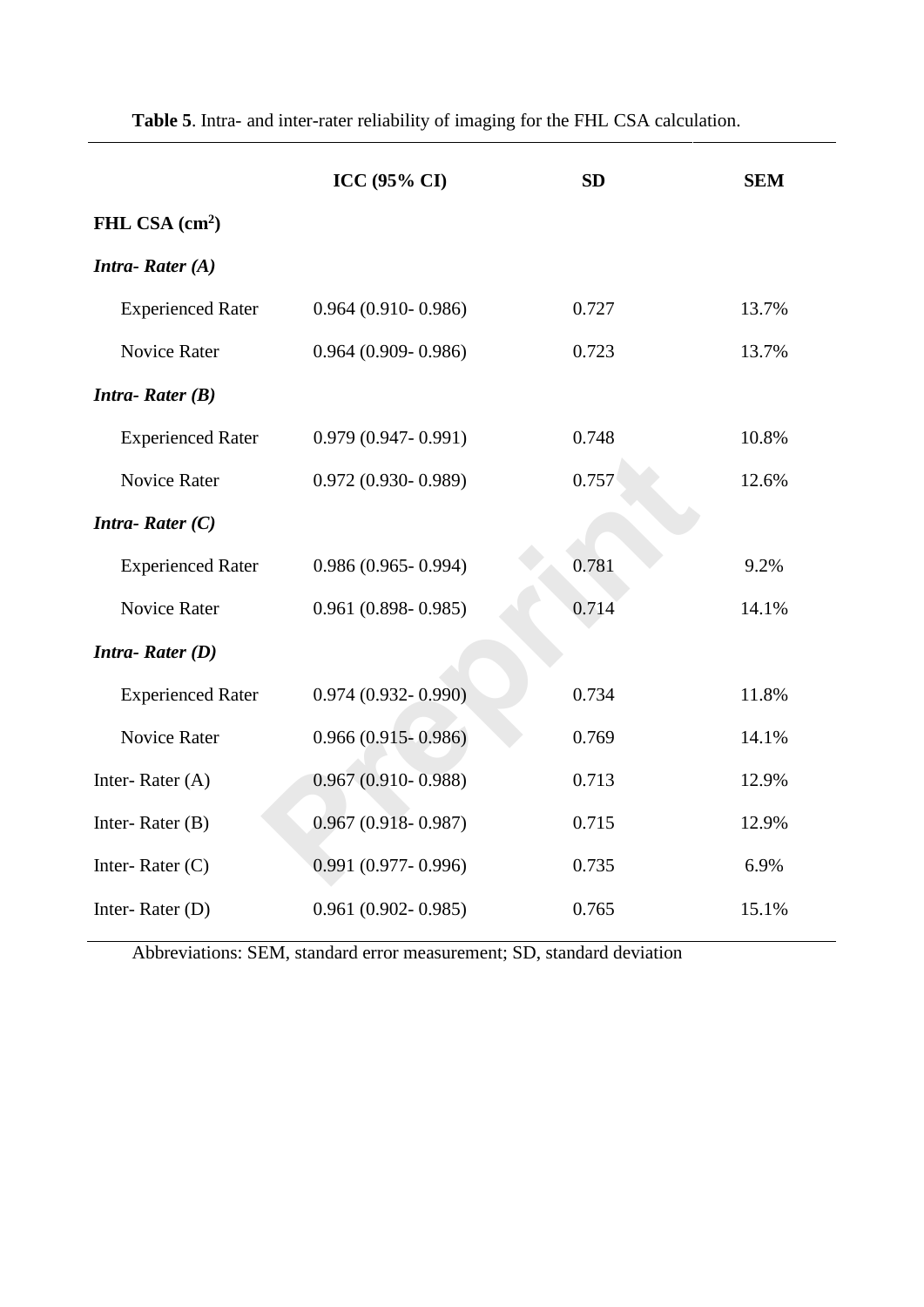**Table 5**. Intra- and inter-rater reliability of imaging for the FHL CSA calculation.

| | ICC (95% CI) | SD | SEM |
|---|---|---|---|
| **FHL CSA (cm$^2$)** | | | |
| ***Intra- Rater (A)*** | | | |
| Experienced Rater | 0.964 (0.910- 0.986) | 0.727 | 13.7% |
| Novice Rater | 0.964 (0.909- 0.986) | 0.723 | 13.7% |
| ***Intra- Rater (B)*** | | | |
| Experienced Rater | 0.979 (0.947- 0.991) | 0.748 | 10.8% |
| Novice Rater | 0.972 (0.930- 0.989) | 0.757 | 12.6% |
| ***Intra- Rater (C)*** | | | |
| Experienced Rater | 0.986 (0.965- 0.994) | 0.781 | 9.2% |
| Novice Rater | 0.961 (0.898- 0.985) | 0.714 | 14.1% |
| ***Intra- Rater (D)*** | | | |
| Experienced Rater | 0.974 (0.932- 0.990) | 0.734 | 11.8% |
| Novice Rater | 0.966 (0.915- 0.986) | 0.769 | 14.1% |
| Inter- Rater (A) | 0.967 (0.910- 0.988) | 0.713 | 12.9% |
| Inter- Rater (B) | 0.967 (0.918- 0.987) | 0.715 | 12.9% |
| Inter- Rater (C) | 0.991 (0.977- 0.996) | 0.735 | 6.9% |
| Inter- Rater (D) | 0.961 (0.902- 0.985) | 0.765 | 15.1% |

Abbreviations: SEM, standard error measurement; SD, standard deviation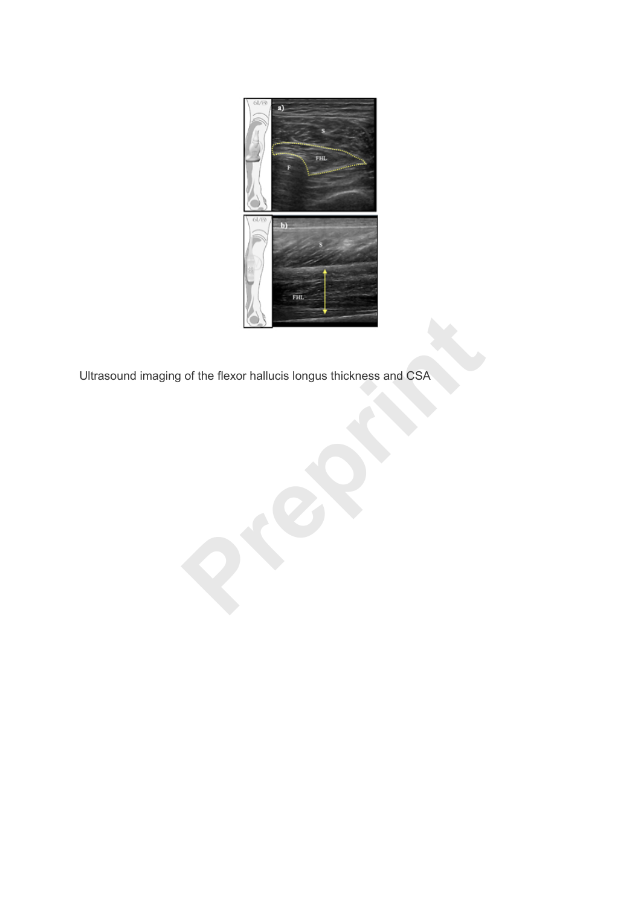Ultrasound imaging of the flexor hallucis longus thickness and CSA